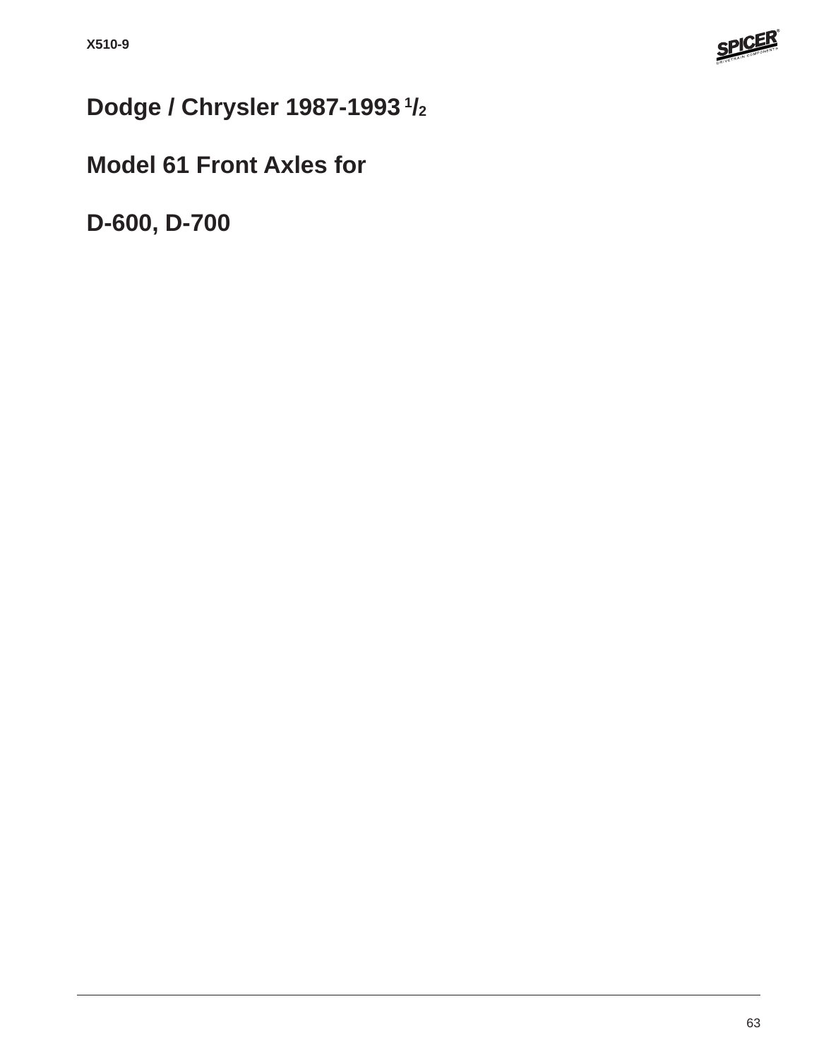# Dodge / Chrysler 1987-1993 1/2

# Model 61 Front Axles for

# D-600, D-700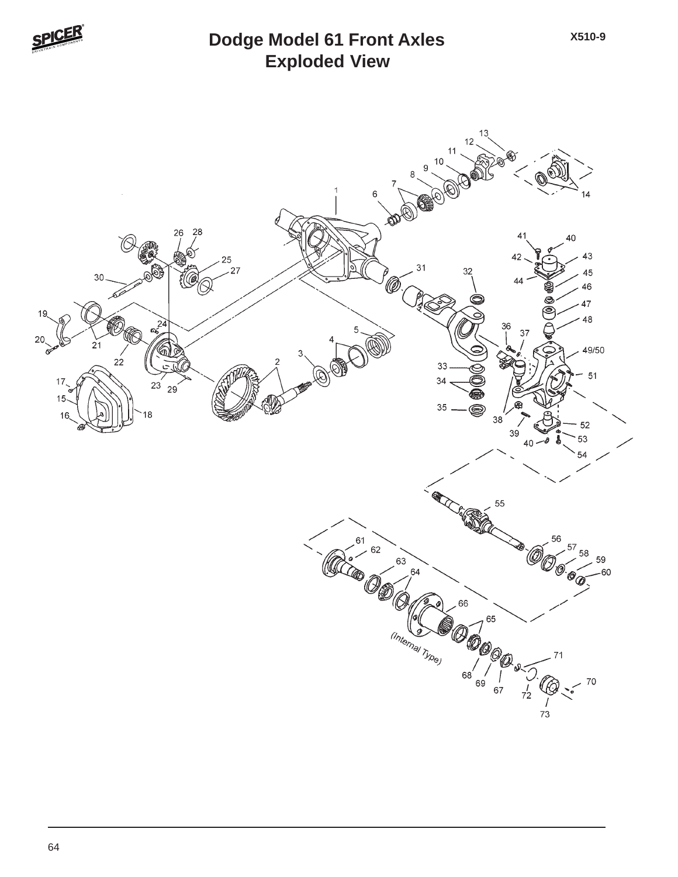# Dodge Model 61 Front Axles
# Exploded View

X510-9

1
2
3
4
5
6
7
8
9
10
11
12
13
14
15
16
17
18
19
20
21
22
23
24
25
26
27
28
29
30
31
32
33
34
35
36
37
38
39
40
41
42
43
44
45
46
47
48
49/50
51
52
53
54
55
56
57
58
59
60
61
62
63
64
65
66
67
68
69
70
71
72
73

(Internal Type)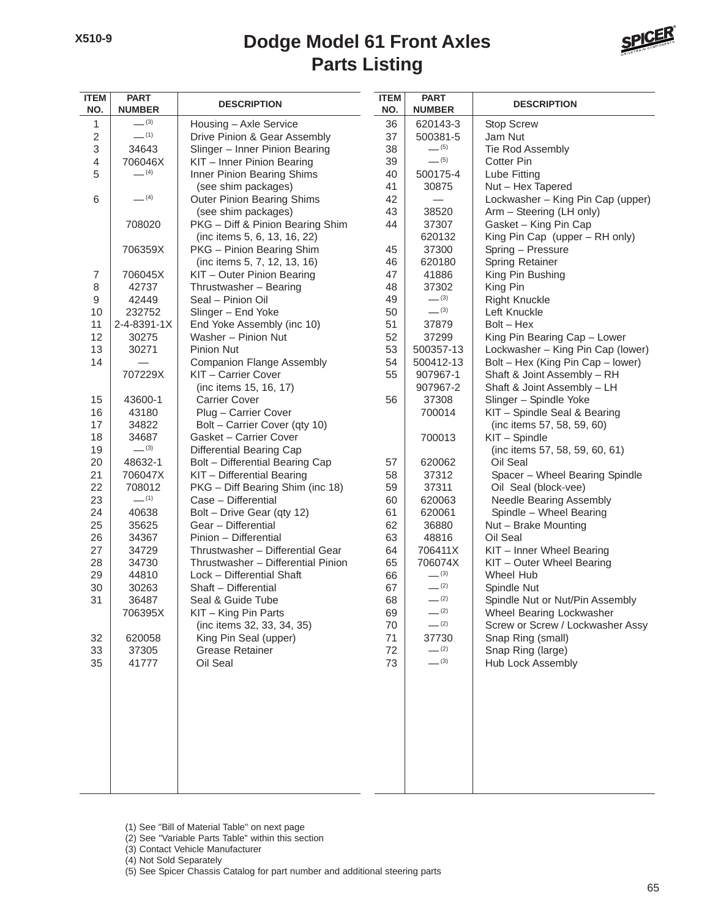# Dodge Model 61 Front Axles
## Parts Listing

| ITEM NO. | PART NUMBER | DESCRIPTION |
|---|---|---|
| 1 | — (3) | Housing – Axle Service |
| 2 | — (1) | Drive Pinion & Gear Assembly |
| 3 | 34643 | Slinger – Inner Pinion Bearing |
| 4 | 706046X | KIT – Inner Pinion Bearing |
| 5 | — (4) | Inner Pinion Bearing Shims (see shim packages) |
| 6 | — (4) | Outer Pinion Bearing Shims (see shim packages) |
| | 708020 | PKG – Diff & Pinion Bearing Shim (inc items 5, 6, 13, 16, 22) |
| | 706359X | PKG – Pinion Bearing Shim (inc items 5, 7, 12, 13, 16) |
| 7 | 706045X | KIT – Outer Pinion Bearing |
| 8 | 42737 | Thrustwasher – Bearing |
| 9 | 42449 | Seal – Pinion Oil |
| 10 | 232752 | Slinger – End Yoke |
| 11 | 2-4-8391-1X | End Yoke Assembly (inc 10) |
| 12 | 30275 | Washer – Pinion Nut |
| 13 | 30271 | Pinion Nut |
| 14 | — | Companion Flange Assembly |
| | 707229X | KIT – Carrier Cover (inc items 15, 16, 17) |
| 15 | 43600-1 | Carrier Cover |
| 16 | 43180 | Plug – Carrier Cover |
| 17 | 34822 | Bolt – Carrier Cover (qty 10) |
| 18 | 34687 | Gasket – Carrier Cover |
| 19 | — (3) | Differential Bearing Cap |
| 20 | 48632-1 | Bolt – Differential Bearing Cap |
| 21 | 706047X | KIT – Differential Bearing |
| 22 | 708012 | PKG – Diff Bearing Shim (inc 18) |
| 23 | — (1) | Case – Differential |
| 24 | 40638 | Bolt – Drive Gear (qty 12) |
| 25 | 35625 | Gear – Differential |
| 26 | 34367 | Pinion – Differential |
| 27 | 34729 | Thrustwasher – Differential Gear |
| 28 | 34730 | Thrustwasher – Differential Pinion |
| 29 | 44810 | Lock – Differential Shaft |
| 30 | 30263 | Shaft – Differential |
| 31 | 36487 | Seal & Guide Tube |
| | 706395X | KIT – King Pin Parts (inc items 32, 33, 34, 35) |
| 32 | 620058 | King Pin Seal (upper) |
| 33 | 37305 | Grease Retainer |
| 35 | 41777 | Oil Seal |
| 36 | 620143-3 | Stop Screw |
| 37 | 500381-5 | Jam Nut |
| 38 | — (5) | Tie Rod Assembly |
| 39 | — (5) | Cotter Pin |
| 40 | 500175-4 | Lube Fitting |
| 41 | 30875 | Nut – Hex Tapered |
| 42 | — | Lockwasher – King Pin Cap (upper) |
| 43 | 38520 | Arm – Steering (LH only) |
| 44 | 37307 | Gasket – King Pin Cap |
| | 620132 | King Pin Cap (upper – RH only) |
| 45 | 37300 | Spring – Pressure |
| 46 | 620180 | Spring Retainer |
| 47 | 41886 | King Pin Bushing |
| 48 | 37302 | King Pin |
| 49 | — (3) | Right Knuckle |
| 50 | — (3) | Left Knuckle |
| 51 | 37879 | Bolt – Hex |
| 52 | 37299 | King Pin Bearing Cap – Lower |
| 53 | 500357-13 | Lockwasher – King Pin Cap (lower) |
| 54 | 500412-13 | Bolt – Hex (King Pin Cap – lower) |
| 55 | 907967-1 | Shaft & Joint Assembly – RH |
| | 907967-2 | Shaft & Joint Assembly – LH |
| 56 | 37308 | Slinger – Spindle Yoke |
| | 700014 | KIT – Spindle Seal & Bearing (inc items 57, 58, 59, 60) |
| | 700013 | KIT – Spindle (inc items 57, 58, 59, 60, 61) |
| 57 | 620062 | Oil Seal |
| 58 | 37312 | Spacer – Wheel Bearing Spindle |
| 59 | 37311 | Oil Seal (block-vee) |
| 60 | 620063 | Needle Bearing Assembly |
| 61 | 620061 | Spindle – Wheel Bearing |
| 62 | 36880 | Nut – Brake Mounting |
| 63 | 48816 | Oil Seal |
| 64 | 706411X | KIT – Inner Wheel Bearing |
| 65 | 706074X | KIT – Outer Wheel Bearing |
| 66 | — (3) | Wheel Hub |
| 67 | — (2) | Spindle Nut |
| 68 | — (2) | Spindle Nut or Nut/Pin Assembly |
| 69 | — (2) | Wheel Bearing Lockwasher |
| 70 | — (2) | Screw or Screw / Lockwasher Assy |
| 71 | 37730 | Snap Ring (small) |
| 72 | — (2) | Snap Ring (large) |
| 73 | — (3) | Hub Lock Assembly |

(1) See "Bill of Material Table" on next page
(2) See "Variable Parts Table" within this section
(3) Contact Vehicle Manufacturer
(4) Not Sold Separately
(5) See Spicer Chassis Catalog for part number and additional steering parts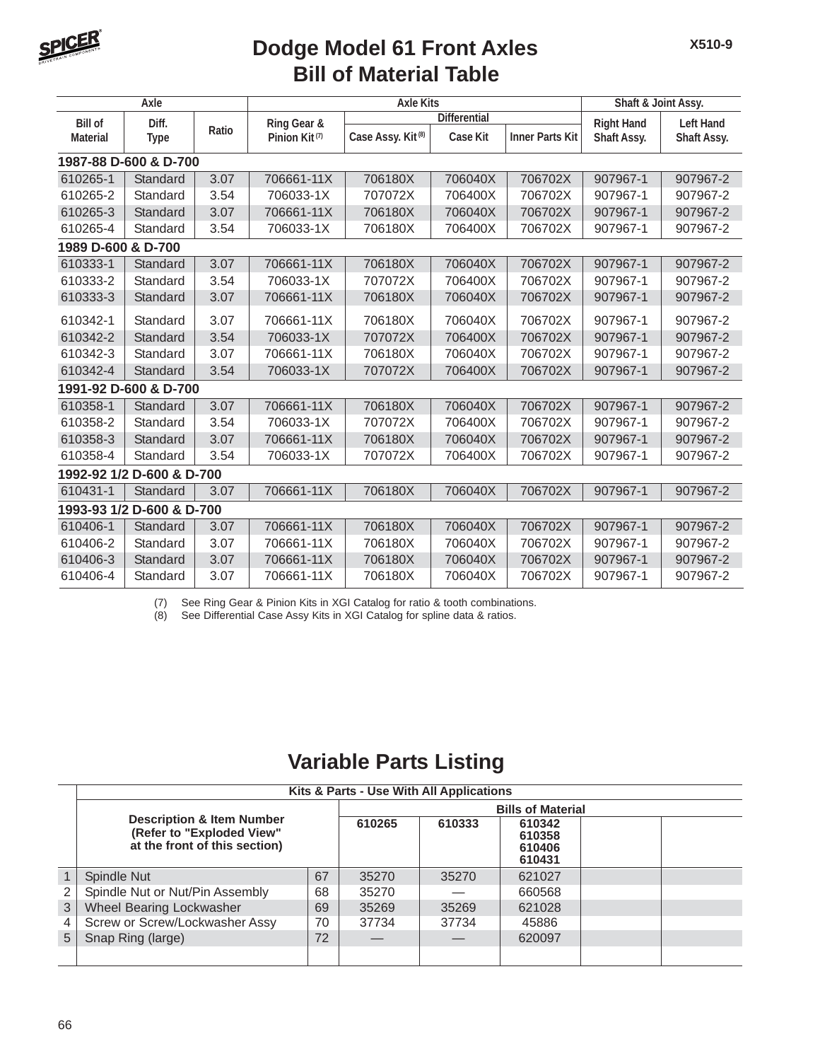# Dodge Model 61 Front Axles
## Bill of Material Table

| Axle | | | Axle Kits | | | | Shaft & Joint Assy. | |
|---|---|---|---|---|---|---|---|---|
| | | | | Differential | | | | |
| Bill of Material | Diff. Type | Ratio | Ring Gear & Pinion Kit (7) | Case Assy. Kit (8) | Case Kit | Inner Parts Kit | Right Hand Shaft Assy. | Left Hand Shaft Assy. |
| **1987-88 D-600 & D-700** | | | | | | | | |
| 610265-1 | Standard | 3.07 | 706661-11X | 706180X | 706040X | 706702X | 907967-1 | 907967-2 |
| 610265-2 | Standard | 3.54 | 706033-1X | 707072X | 706400X | 706702X | 907967-1 | 907967-2 |
| 610265-3 | Standard | 3.07 | 706661-11X | 706180X | 706040X | 706702X | 907967-1 | 907967-2 |
| 610265-4 | Standard | 3.54 | 706033-1X | 706180X | 706400X | 706702X | 907967-1 | 907967-2 |
| **1989 D-600 & D-700** | | | | | | | | |
| 610333-1 | Standard | 3.07 | 706661-11X | 706180X | 706040X | 706702X | 907967-1 | 907967-2 |
| 610333-2 | Standard | 3.54 | 706033-1X | 707072X | 706400X | 706702X | 907967-1 | 907967-2 |
| 610333-3 | Standard | 3.07 | 706661-11X | 706180X | 706040X | 706702X | 907967-1 | 907967-2 |
| 610342-1 | Standard | 3.07 | 706661-11X | 706180X | 706040X | 706702X | 907967-1 | 907967-2 |
| 610342-2 | Standard | 3.54 | 706033-1X | 707072X | 706400X | 706702X | 907967-1 | 907967-2 |
| 610342-3 | Standard | 3.07 | 706661-11X | 706180X | 706040X | 706702X | 907967-1 | 907967-2 |
| 610342-4 | Standard | 3.54 | 706033-1X | 707072X | 706400X | 706702X | 907967-1 | 907967-2 |
| **1991-92 D-600 & D-700** | | | | | | | | |
| 610358-1 | Standard | 3.07 | 706661-11X | 706180X | 706040X | 706702X | 907967-1 | 907967-2 |
| 610358-2 | Standard | 3.54 | 706033-1X | 707072X | 706400X | 706702X | 907967-1 | 907967-2 |
| 610358-3 | Standard | 3.07 | 706661-11X | 706180X | 706040X | 706702X | 907967-1 | 907967-2 |
| 610358-4 | Standard | 3.54 | 706033-1X | 707072X | 706400X | 706702X | 907967-1 | 907967-2 |
| **1992-92 1/2 D-600 & D-700** | | | | | | | | |
| 610431-1 | Standard | 3.07 | 706661-11X | 706180X | 706040X | 706702X | 907967-1 | 907967-2 |
| **1993-93 1/2 D-600 & D-700** | | | | | | | | |
| 610406-1 | Standard | 3.07 | 706661-11X | 706180X | 706040X | 706702X | 907967-1 | 907967-2 |
| 610406-2 | Standard | 3.07 | 706661-11X | 706180X | 706040X | 706702X | 907967-1 | 907967-2 |
| 610406-3 | Standard | 3.07 | 706661-11X | 706180X | 706040X | 706702X | 907967-1 | 907967-2 |
| 610406-4 | Standard | 3.07 | 706661-11X | 706180X | 706040X | 706702X | 907967-1 | 907967-2 |

(7) See Ring Gear & Pinion Kits in XGI Catalog for ratio & tooth combinations.
(8) See Differential Case Assy Kits in XGI Catalog for spline data & ratios.

## Variable Parts Listing

| | Kits & Parts - Use With All Applications | | | | | | |
|---|---|---|---|---|---|---|---|
| | | | Bills of Material | | | | |
| | **Description & Item Number (Refer to "Exploded View" at the front of this section)** | | 610265 | 610333 | 610342 610358 610406 610431 | | |
| 1 | Spindle Nut | 67 | 35270 | 35270 | 621027 | | |
| 2 | Spindle Nut or Nut/Pin Assembly | 68 | 35270 | — | 660568 | | |
| 3 | Wheel Bearing Lockwasher | 69 | 35269 | 35269 | 621028 | | |
| 4 | Screw or Screw/Lockwasher Assy | 70 | 37734 | 37734 | 45886 | | |
| 5 | Snap Ring (large) | 72 | — | — | 620097 | | |